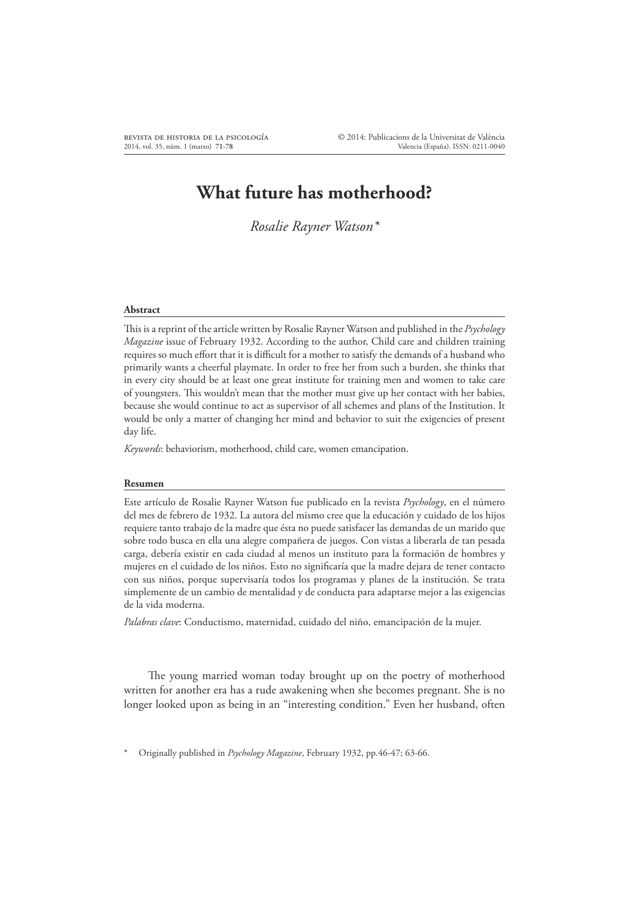# What future has motherhood?

*Rosalie Rayner Watson\**

## Abstract

This is a reprint of the article written by Rosalie Rayner Watson and published in the *Psychology Magazine* issue of February 1932. According to the author, Child care and children training requires so much effort that it is difficult for a mother to satisfy the demands of a husband who primarily wants a cheerful playmate. In order to free her from such a burden, she thinks that in every city should be at least one great institute for training men and women to take care of youngsters. This wouldn't mean that the mother must give up her contact with her babies, because she would continue to act as supervisor of all schemes and plans of the Institution. It would be only a matter of changing her mind and behavior to suit the exigencies of present day life.

*Keywords*: behaviorism, motherhood, child care, women emancipation.

## Resumen

Este artículo de Rosalie Rayner Watson fue publicado en la revista *Psychology*, en el número del mes de febrero de 1932. La autora del mismo cree que la educación y cuidado de los hijos requiere tanto trabajo de la madre que ésta no puede satisfacer las demandas de un marido que sobre todo busca en ella una alegre compañera de juegos. Con vistas a liberarla de tan pesada carga, debería existir en cada ciudad al menos un instituto para la formación de hombres y mujeres en el cuidado de los niños. Esto no significaría que la madre dejara de tener contacto con sus niños, porque supervisaría todos los programas y planes de la institución. Se trata simplemente de un cambio de mentalidad y de conducta para adaptarse mejor a las exigencias de la vida moderna.

*Palabras clave*: Conductismo, maternidad, cuidado del niño, emancipación de la mujer.

The young married woman today brought up on the poetry of motherhood written for another era has a rude awakening when she becomes pregnant. She is no longer looked upon as being in an "interesting condition." Even her husband, often

\* Originally published in *Psychology Magazine*, February 1932, pp.46-47; 63-66.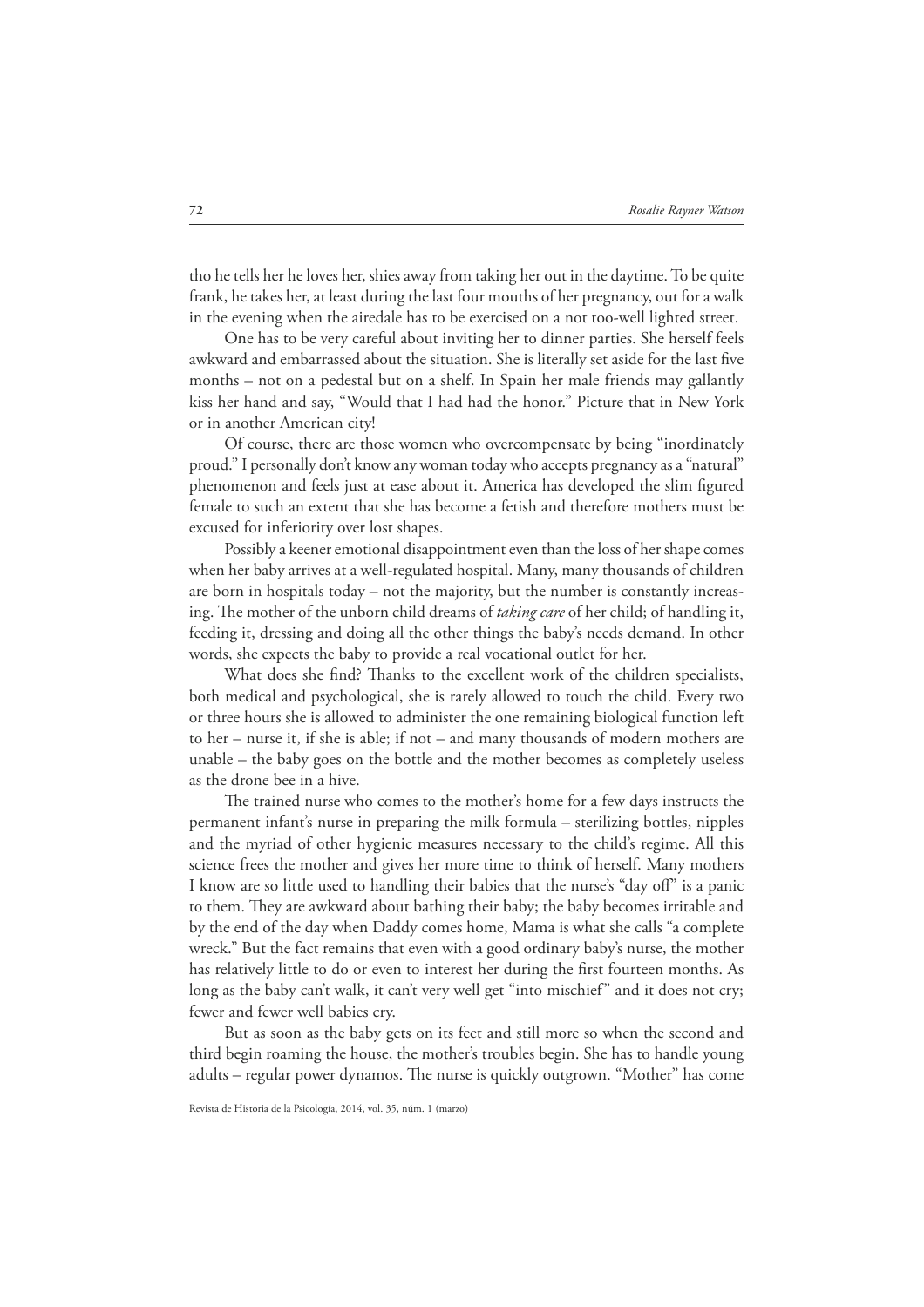tho he tells her he loves her, shies away from taking her out in the daytime. To be quite frank, he takes her, at least during the last four mouths of her pregnancy, out for a walk in the evening when the airedale has to be exercised on a not too-well lighted street.

One has to be very careful about inviting her to dinner parties. She herself feels awkward and embarrassed about the situation. She is literally set aside for the last five months – not on a pedestal but on a shelf. In Spain her male friends may gallantly kiss her hand and say, "Would that I had had the honor." Picture that in New York or in another American city!

Of course, there are those women who overcompensate by being "inordinately proud." I personally don't know any woman today who accepts pregnancy as a "natural" phenomenon and feels just at ease about it. America has developed the slim figured female to such an extent that she has become a fetish and therefore mothers must be excused for inferiority over lost shapes.

Possibly a keener emotional disappointment even than the loss of her shape comes when her baby arrives at a well-regulated hospital. Many, many thousands of children are born in hospitals today – not the majority, but the number is constantly increasing. The mother of the unborn child dreams of *taking care* of her child; of handling it, feeding it, dressing and doing all the other things the baby's needs demand. In other words, she expects the baby to provide a real vocational outlet for her.

What does she find? Thanks to the excellent work of the children specialists, both medical and psychological, she is rarely allowed to touch the child. Every two or three hours she is allowed to administer the one remaining biological function left to her – nurse it, if she is able; if not – and many thousands of modern mothers are unable – the baby goes on the bottle and the mother becomes as completely useless as the drone bee in a hive.

The trained nurse who comes to the mother's home for a few days instructs the permanent infant's nurse in preparing the milk formula – sterilizing bottles, nipples and the myriad of other hygienic measures necessary to the child's regime. All this science frees the mother and gives her more time to think of herself. Many mothers I know are so little used to handling their babies that the nurse's "day off" is a panic to them. They are awkward about bathing their baby; the baby becomes irritable and by the end of the day when Daddy comes home, Mama is what she calls "a complete wreck." But the fact remains that even with a good ordinary baby's nurse, the mother has relatively little to do or even to interest her during the first fourteen months. As long as the baby can't walk, it can't very well get "into mischief" and it does not cry; fewer and fewer well babies cry.

But as soon as the baby gets on its feet and still more so when the second and third begin roaming the house, the mother's troubles begin. She has to handle young adults – regular power dynamos. The nurse is quickly outgrown. "Mother" has come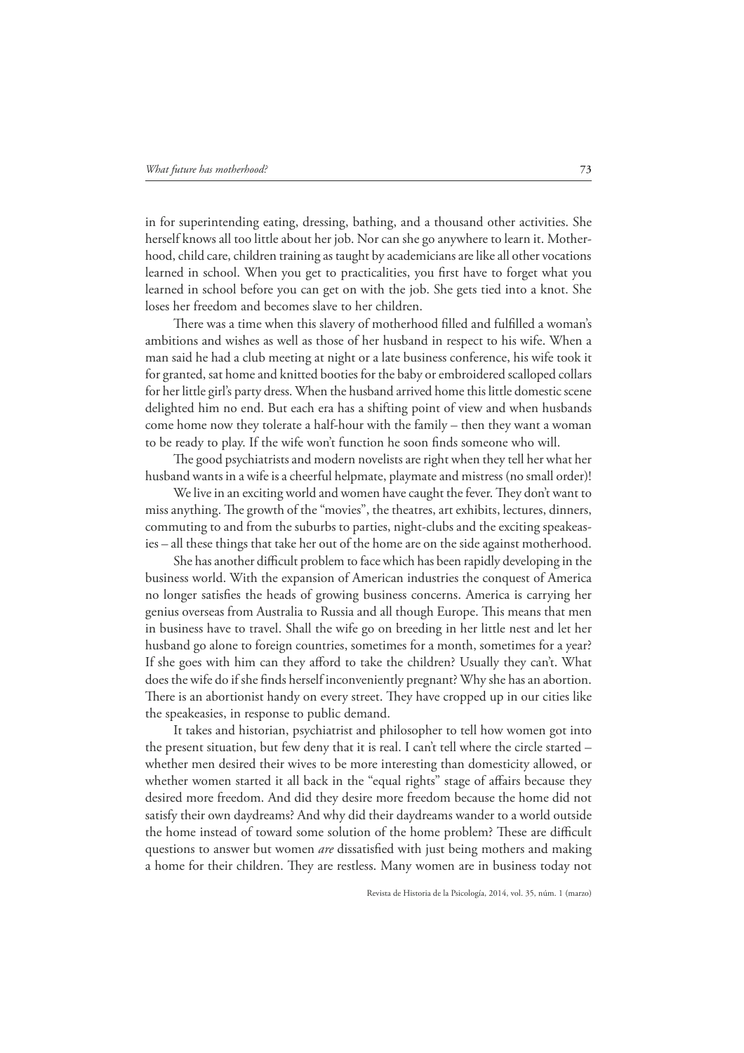in for superintending eating, dressing, bathing, and a thousand other activities. She herself knows all too little about her job. Nor can she go anywhere to learn it. Motherhood, child care, children training as taught by academicians are like all other vocations learned in school. When you get to practicalities, you first have to forget what you learned in school before you can get on with the job. She gets tied into a knot. She loses her freedom and becomes slave to her children.

There was a time when this slavery of motherhood filled and fulfilled a woman's ambitions and wishes as well as those of her husband in respect to his wife. When a man said he had a club meeting at night or a late business conference, his wife took it for granted, sat home and knitted booties for the baby or embroidered scalloped collars for her little girl's party dress. When the husband arrived home this little domestic scene delighted him no end. But each era has a shifting point of view and when husbands come home now they tolerate a half-hour with the family – then they want a woman to be ready to play. If the wife won't function he soon finds someone who will.

The good psychiatrists and modern novelists are right when they tell her what her husband wants in a wife is a cheerful helpmate, playmate and mistress (no small order)!

We live in an exciting world and women have caught the fever. They don't want to miss anything. The growth of the "movies", the theatres, art exhibits, lectures, dinners, commuting to and from the suburbs to parties, night-clubs and the exciting speakeasies – all these things that take her out of the home are on the side against motherhood.

She has another difficult problem to face which has been rapidly developing in the business world. With the expansion of American industries the conquest of America no longer satisfies the heads of growing business concerns. America is carrying her genius overseas from Australia to Russia and all though Europe. This means that men in business have to travel. Shall the wife go on breeding in her little nest and let her husband go alone to foreign countries, sometimes for a month, sometimes for a year? If she goes with him can they afford to take the children? Usually they can't. What does the wife do if she finds herself inconveniently pregnant? Why she has an abortion. There is an abortionist handy on every street. They have cropped up in our cities like the speakeasies, in response to public demand.

It takes and historian, psychiatrist and philosopher to tell how women got into the present situation, but few deny that it is real. I can't tell where the circle started – whether men desired their wives to be more interesting than domesticity allowed, or whether women started it all back in the "equal rights" stage of affairs because they desired more freedom. And did they desire more freedom because the home did not satisfy their own daydreams? And why did their daydreams wander to a world outside the home instead of toward some solution of the home problem? These are difficult questions to answer but women *are* dissatisfied with just being mothers and making a home for their children. They are restless. Many women are in business today not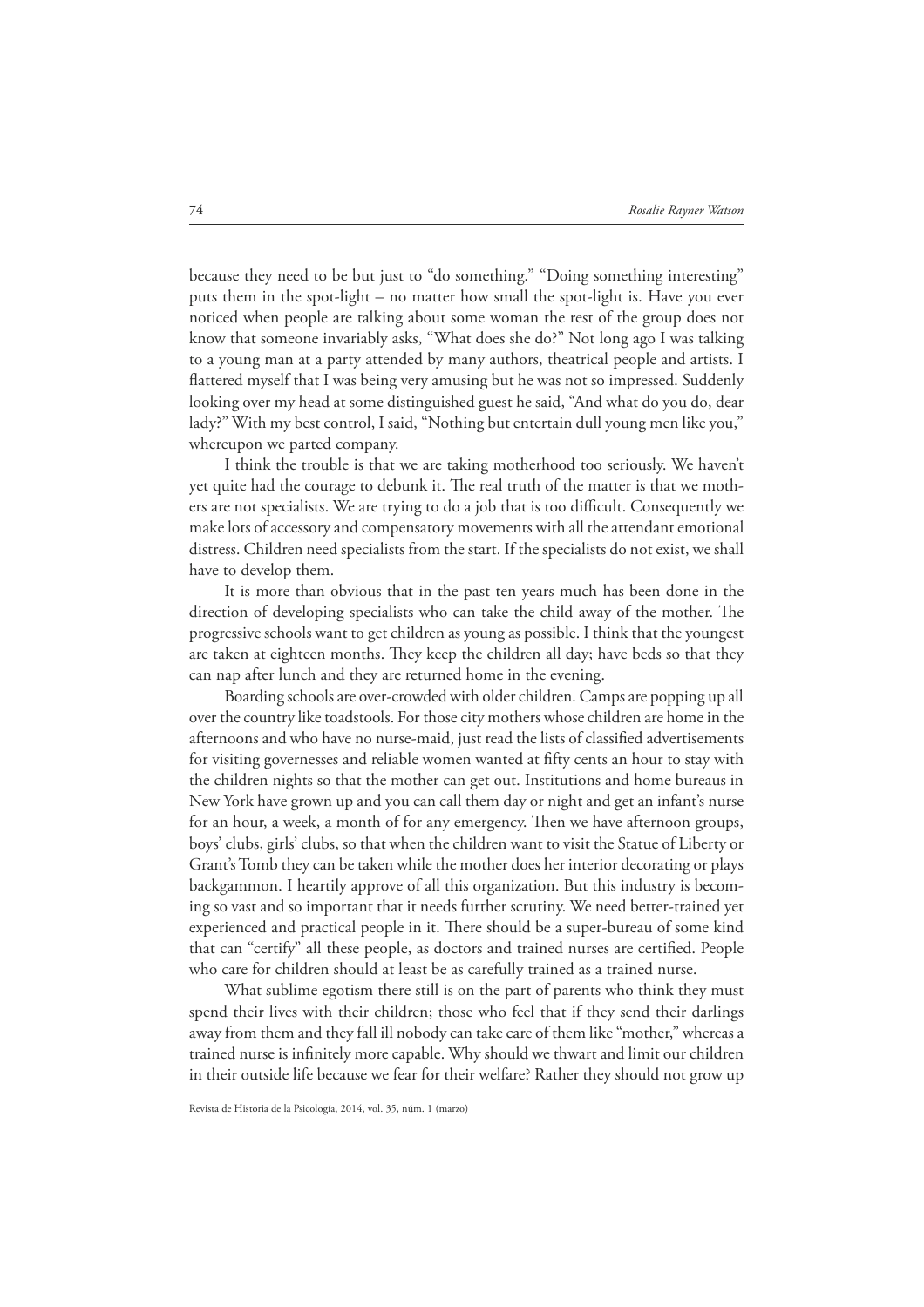because they need to be but just to "do something." "Doing something interesting" puts them in the spot-light – no matter how small the spot-light is. Have you ever noticed when people are talking about some woman the rest of the group does not know that someone invariably asks, "What does she do?" Not long ago I was talking to a young man at a party attended by many authors, theatrical people and artists. I flattered myself that I was being very amusing but he was not so impressed. Suddenly looking over my head at some distinguished guest he said, "And what do you do, dear lady?" With my best control, I said, "Nothing but entertain dull young men like you," whereupon we parted company.

I think the trouble is that we are taking motherhood too seriously. We haven't yet quite had the courage to debunk it. The real truth of the matter is that we mothers are not specialists. We are trying to do a job that is too difficult. Consequently we make lots of accessory and compensatory movements with all the attendant emotional distress. Children need specialists from the start. If the specialists do not exist, we shall have to develop them.

It is more than obvious that in the past ten years much has been done in the direction of developing specialists who can take the child away of the mother. The progressive schools want to get children as young as possible. I think that the youngest are taken at eighteen months. They keep the children all day; have beds so that they can nap after lunch and they are returned home in the evening.

Boarding schools are over-crowded with older children. Camps are popping up all over the country like toadstools. For those city mothers whose children are home in the afternoons and who have no nurse-maid, just read the lists of classified advertisements for visiting governesses and reliable women wanted at fifty cents an hour to stay with the children nights so that the mother can get out. Institutions and home bureaus in New York have grown up and you can call them day or night and get an infant's nurse for an hour, a week, a month of for any emergency. Then we have afternoon groups, boys' clubs, girls' clubs, so that when the children want to visit the Statue of Liberty or Grant's Tomb they can be taken while the mother does her interior decorating or plays backgammon. I heartily approve of all this organization. But this industry is becoming so vast and so important that it needs further scrutiny. We need better-trained yet experienced and practical people in it. There should be a super-bureau of some kind that can "certify" all these people, as doctors and trained nurses are certified. People who care for children should at least be as carefully trained as a trained nurse.

What sublime egotism there still is on the part of parents who think they must spend their lives with their children; those who feel that if they send their darlings away from them and they fall ill nobody can take care of them like "mother," whereas a trained nurse is infinitely more capable. Why should we thwart and limit our children in their outside life because we fear for their welfare? Rather they should not grow up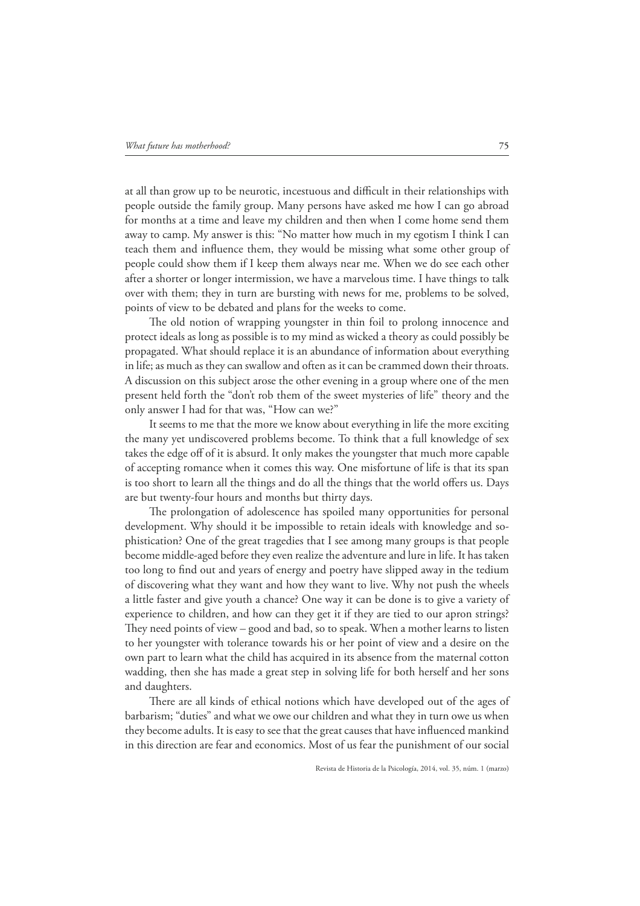at all than grow up to be neurotic, incestuous and difficult in their relationships with people outside the family group. Many persons have asked me how I can go abroad for months at a time and leave my children and then when I come home send them away to camp. My answer is this: "No matter how much in my egotism I think I can teach them and influence them, they would be missing what some other group of people could show them if I keep them always near me. When we do see each other after a shorter or longer intermission, we have a marvelous time. I have things to talk over with them; they in turn are bursting with news for me, problems to be solved, points of view to be debated and plans for the weeks to come.

The old notion of wrapping youngster in thin foil to prolong innocence and protect ideals as long as possible is to my mind as wicked a theory as could possibly be propagated. What should replace it is an abundance of information about everything in life; as much as they can swallow and often as it can be crammed down their throats. A discussion on this subject arose the other evening in a group where one of the men present held forth the "don't rob them of the sweet mysteries of life" theory and the only answer I had for that was, "How can we?"

It seems to me that the more we know about everything in life the more exciting the many yet undiscovered problems become. To think that a full knowledge of sex takes the edge off of it is absurd. It only makes the youngster that much more capable of accepting romance when it comes this way. One misfortune of life is that its span is too short to learn all the things and do all the things that the world offers us. Days are but twenty-four hours and months but thirty days.

The prolongation of adolescence has spoiled many opportunities for personal development. Why should it be impossible to retain ideals with knowledge and sophistication? One of the great tragedies that I see among many groups is that people become middle-aged before they even realize the adventure and lure in life. It has taken too long to find out and years of energy and poetry have slipped away in the tedium of discovering what they want and how they want to live. Why not push the wheels a little faster and give youth a chance? One way it can be done is to give a variety of experience to children, and how can they get it if they are tied to our apron strings? They need points of view – good and bad, so to speak. When a mother learns to listen to her youngster with tolerance towards his or her point of view and a desire on the own part to learn what the child has acquired in its absence from the maternal cotton wadding, then she has made a great step in solving life for both herself and her sons and daughters.

There are all kinds of ethical notions which have developed out of the ages of barbarism; "duties" and what we owe our children and what they in turn owe us when they become adults. It is easy to see that the great causes that have influenced mankind in this direction are fear and economics. Most of us fear the punishment of our social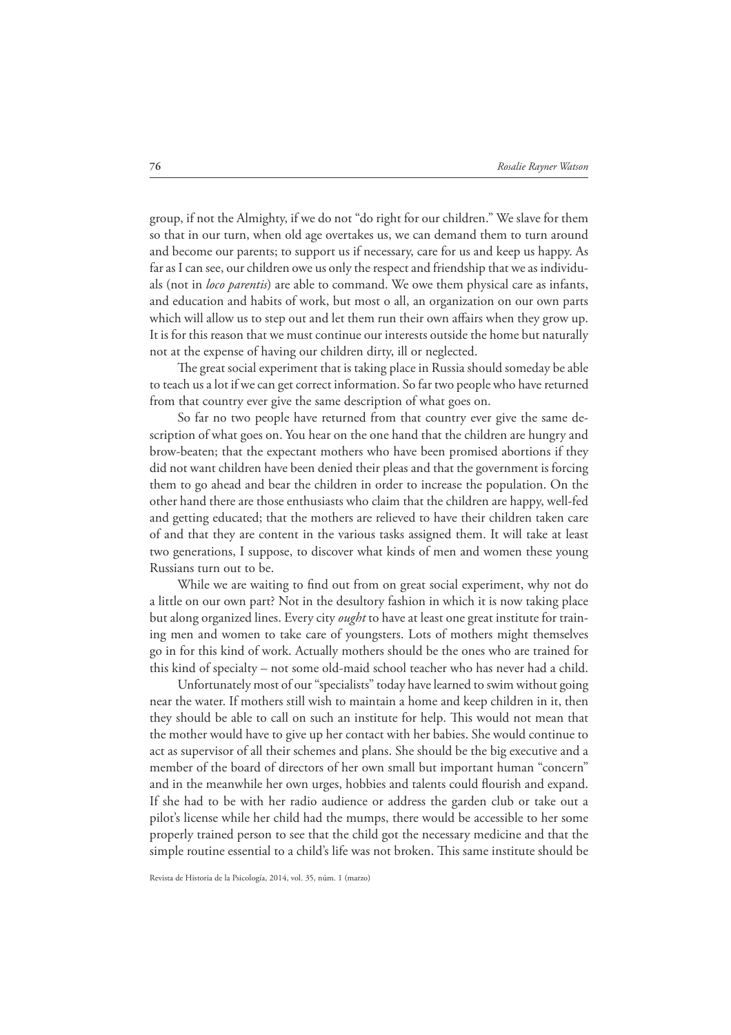group, if not the Almighty, if we do not "do right for our children." We slave for them so that in our turn, when old age overtakes us, we can demand them to turn around and become our parents; to support us if necessary, care for us and keep us happy. As far as I can see, our children owe us only the respect and friendship that we as individuals (not in *loco parentis*) are able to command. We owe them physical care as infants, and education and habits of work, but most o all, an organization on our own parts which will allow us to step out and let them run their own affairs when they grow up. It is for this reason that we must continue our interests outside the home but naturally not at the expense of having our children dirty, ill or neglected.

The great social experiment that is taking place in Russia should someday be able to teach us a lot if we can get correct information. So far two people who have returned from that country ever give the same description of what goes on.

So far no two people have returned from that country ever give the same description of what goes on. You hear on the one hand that the children are hungry and brow-beaten; that the expectant mothers who have been promised abortions if they did not want children have been denied their pleas and that the government is forcing them to go ahead and bear the children in order to increase the population. On the other hand there are those enthusiasts who claim that the children are happy, well-fed and getting educated; that the mothers are relieved to have their children taken care of and that they are content in the various tasks assigned them. It will take at least two generations, I suppose, to discover what kinds of men and women these young Russians turn out to be.

While we are waiting to find out from on great social experiment, why not do a little on our own part? Not in the desultory fashion in which it is now taking place but along organized lines. Every city *ought* to have at least one great institute for training men and women to take care of youngsters. Lots of mothers might themselves go in for this kind of work. Actually mothers should be the ones who are trained for this kind of specialty – not some old-maid school teacher who has never had a child.

Unfortunately most of our "specialists" today have learned to swim without going near the water. If mothers still wish to maintain a home and keep children in it, then they should be able to call on such an institute for help. This would not mean that the mother would have to give up her contact with her babies. She would continue to act as supervisor of all their schemes and plans. She should be the big executive and a member of the board of directors of her own small but important human "concern" and in the meanwhile her own urges, hobbies and talents could flourish and expand. If she had to be with her radio audience or address the garden club or take out a pilot's license while her child had the mumps, there would be accessible to her some properly trained person to see that the child got the necessary medicine and that the simple routine essential to a child's life was not broken. This same institute should be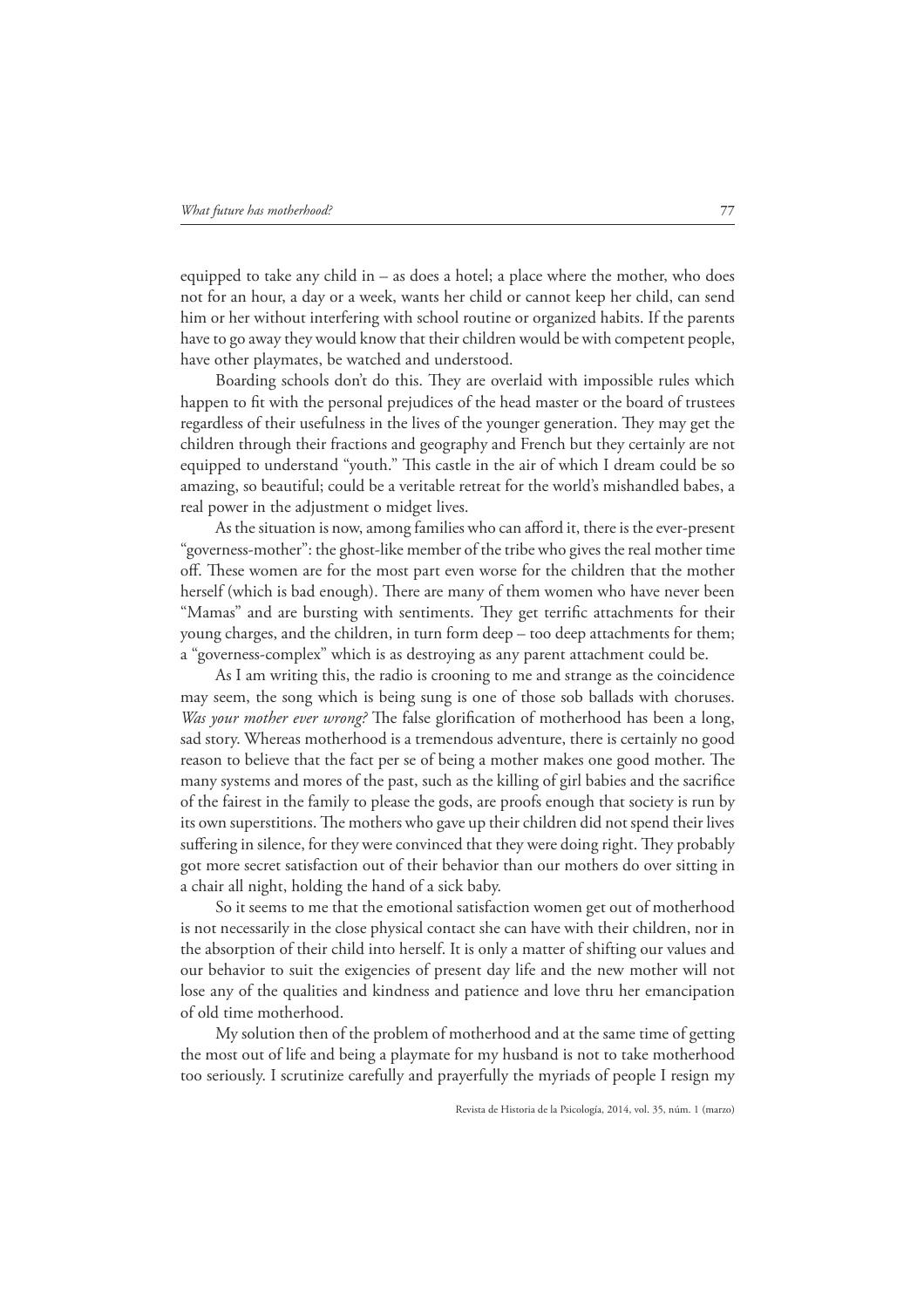equipped to take any child in – as does a hotel; a place where the mother, who does not for an hour, a day or a week, wants her child or cannot keep her child, can send him or her without interfering with school routine or organized habits. If the parents have to go away they would know that their children would be with competent people, have other playmates, be watched and understood.

Boarding schools don't do this. They are overlaid with impossible rules which happen to fit with the personal prejudices of the head master or the board of trustees regardless of their usefulness in the lives of the younger generation. They may get the children through their fractions and geography and French but they certainly are not equipped to understand "youth." This castle in the air of which I dream could be so amazing, so beautiful; could be a veritable retreat for the world's mishandled babes, a real power in the adjustment o midget lives.

As the situation is now, among families who can afford it, there is the ever-present "governess-mother": the ghost-like member of the tribe who gives the real mother time off. These women are for the most part even worse for the children that the mother herself (which is bad enough). There are many of them women who have never been "Mamas" and are bursting with sentiments. They get terrific attachments for their young charges, and the children, in turn form deep – too deep attachments for them; a "governess-complex" which is as destroying as any parent attachment could be.

As I am writing this, the radio is crooning to me and strange as the coincidence may seem, the song which is being sung is one of those sob ballads with choruses. *Was your mother ever wrong?* The false glorification of motherhood has been a long, sad story. Whereas motherhood is a tremendous adventure, there is certainly no good reason to believe that the fact per se of being a mother makes one good mother. The many systems and mores of the past, such as the killing of girl babies and the sacrifice of the fairest in the family to please the gods, are proofs enough that society is run by its own superstitions. The mothers who gave up their children did not spend their lives suffering in silence, for they were convinced that they were doing right. They probably got more secret satisfaction out of their behavior than our mothers do over sitting in a chair all night, holding the hand of a sick baby.

So it seems to me that the emotional satisfaction women get out of motherhood is not necessarily in the close physical contact she can have with their children, nor in the absorption of their child into herself. It is only a matter of shifting our values and our behavior to suit the exigencies of present day life and the new mother will not lose any of the qualities and kindness and patience and love thru her emancipation of old time motherhood.

My solution then of the problem of motherhood and at the same time of getting the most out of life and being a playmate for my husband is not to take motherhood too seriously. I scrutinize carefully and prayerfully the myriads of people I resign my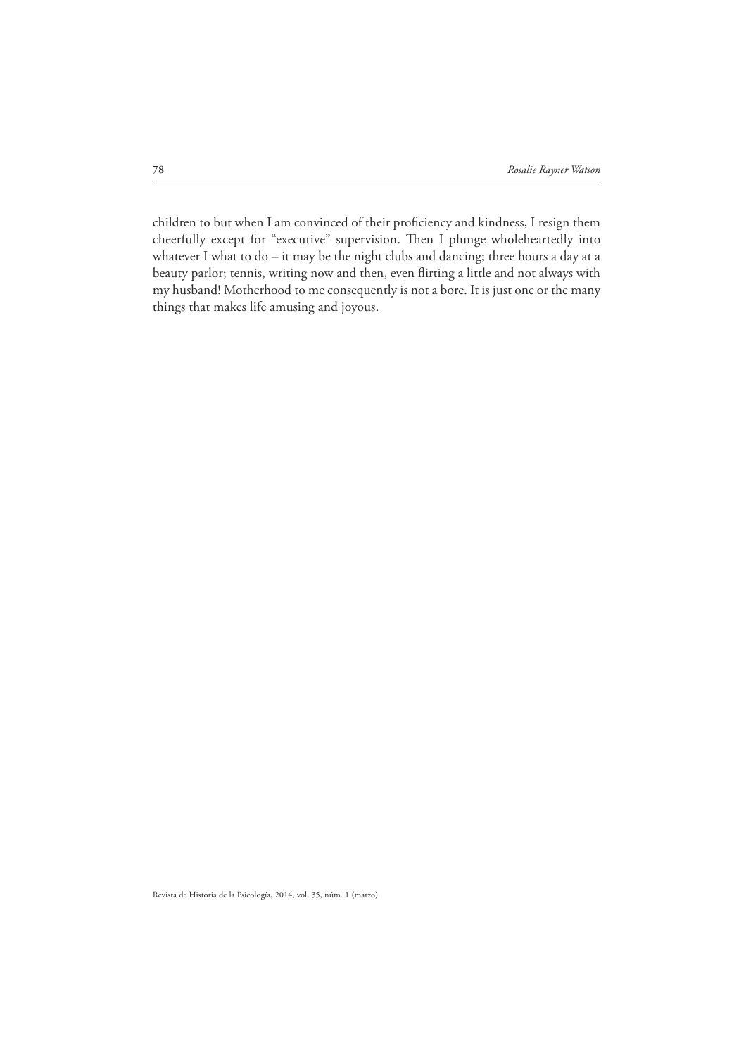children to but when I am convinced of their proficiency and kindness, I resign them cheerfully except for "executive" supervision. Then I plunge wholeheartedly into whatever I what to do – it may be the night clubs and dancing; three hours a day at a beauty parlor; tennis, writing now and then, even flirting a little and not always with my husband! Motherhood to me consequently is not a bore. It is just one or the many things that makes life amusing and joyous.